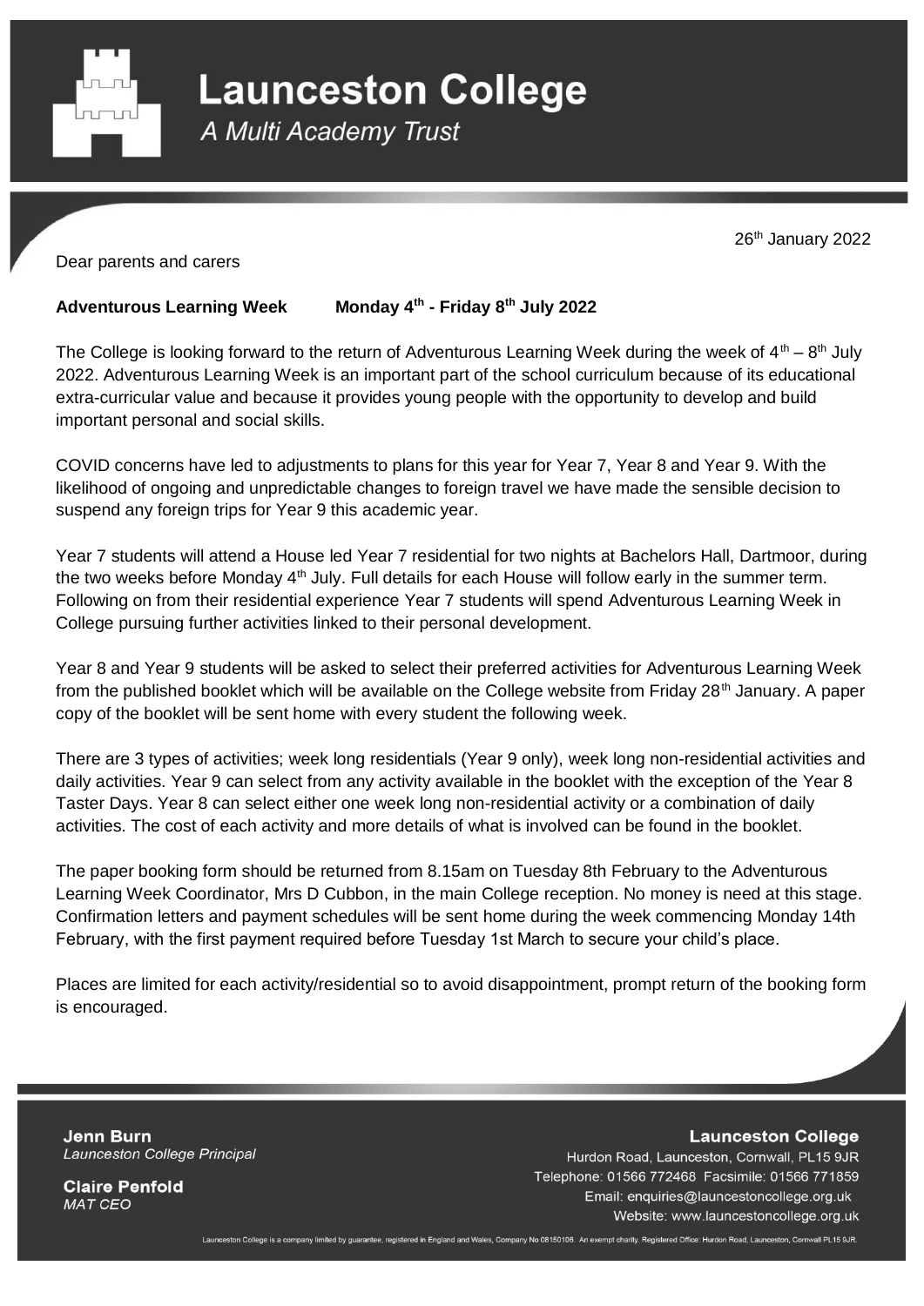# Launceston College

*A Multi Academy Trust*

26th January 2022

Dear parents and carers

**Adventurous Learning Week Monday 4th - Friday 8th July 2022**

The College is looking forward to the return of Adventurous Learning Week during the week of 4th – 8th July 2022. Adventurous Learning Week is an important part of the school curriculum because of its educational extra-curricular value and because it provides young people with the opportunity to develop and build important personal and social skills.

COVID concerns have led to adjustments to plans for this year for Year 7, Year 8 and Year 9. With the likelihood of ongoing and unpredictable changes to foreign travel we have made the sensible decision to suspend any foreign trips for Year 9 this academic year.

Year 7 students will attend a House led Year 7 residential for two nights at Bachelors Hall, Dartmoor, during the two weeks before Monday 4th July. Full details for each House will follow early in the summer term. Following on from their residential experience Year 7 students will spend Adventurous Learning Week in College pursuing further activities linked to their personal development.

Year 8 and Year 9 students will be asked to select their preferred activities for Adventurous Learning Week from the published booklet which will be available on the College website from Friday 28th January. A paper copy of the booklet will be sent home with every student the following week.

There are 3 types of activities; week long residentials (Year 9 only), week long non-residential activities and daily activities. Year 9 can select from any activity available in the booklet with the exception of the Year 8 Taster Days. Year 8 can select either one week long non-residential activity or a combination of daily activities. The cost of each activity and more details of what is involved can be found in the booklet.

The paper booking form should be returned from 8.15am on Tuesday 8th February to the Adventurous Learning Week Coordinator, Mrs D Cubbon, in the main College reception. No money is need at this stage. Confirmation letters and payment schedules will be sent home during the week commencing Monday 14th February, with the first payment required before Tuesday 1st March to secure your child's place.

Places are limited for each activity/residential so to avoid disappointment, prompt return of the booking form is encouraged.

**Jenn Burn**
*Launceston College Principal*

**Claire Penfold**
*MAT CEO*

**Launceston College**
Hurdon Road, Launceston, Cornwall, PL15 9JR
Telephone: 01566 772468 Facsimile: 01566 771859
Email: enquiries@launcestoncollege.org.uk
Website: www.launcestoncollege.org.uk

Launceston College is a company limited by guarantee, registered in England and Wales, Company No 08150106. An exempt charity. Registered Office: Hurdon Road, Launceston, Cornwall PL15 9JR.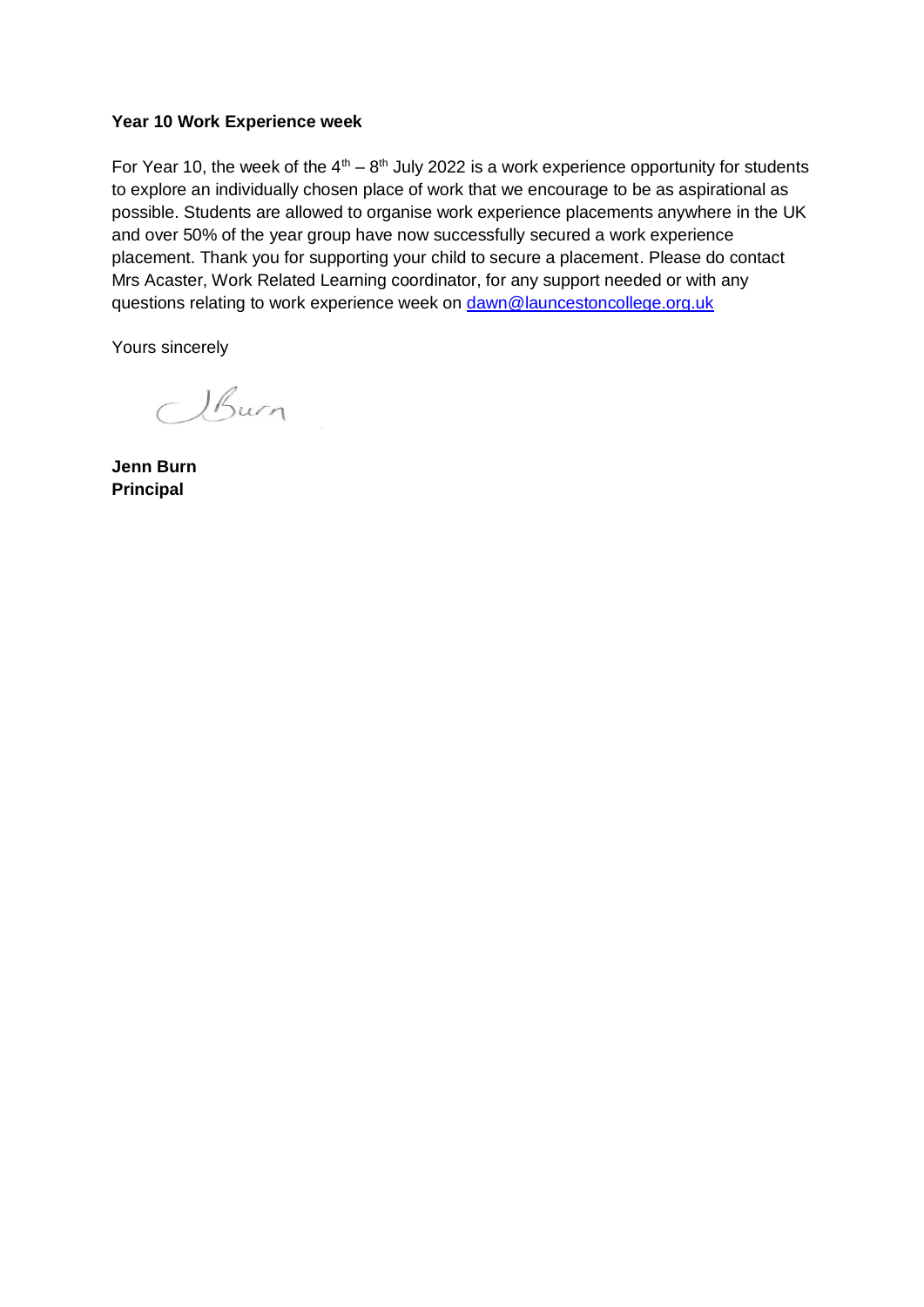**Year 10 Work Experience week**

For Year 10, the week of the 4th – 8th July 2022 is a work experience opportunity for students to explore an individually chosen place of work that we encourage to be as aspirational as possible. Students are allowed to organise work experience placements anywhere in the UK and over 50% of the year group have now successfully secured a work experience placement. Thank you for supporting your child to secure a placement. Please do contact Mrs Acaster, Work Related Learning coordinator, for any support needed or with any questions relating to work experience week on dawn@launcestoncollege.org.uk

Yours sincerely

J Burn

**Jenn Burn**
**Principal**